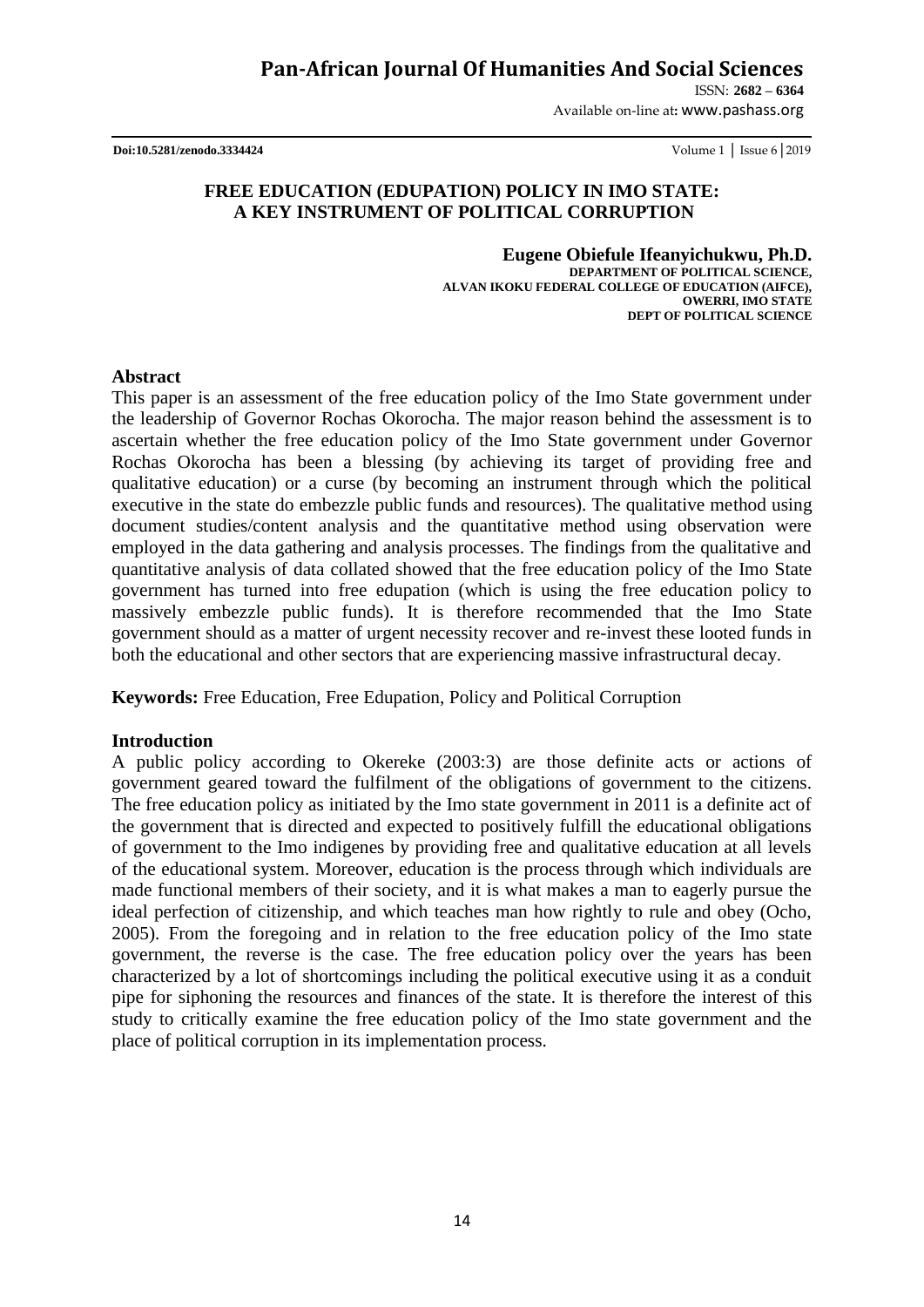**Doi:10.5281/zenodo.3334424**

# FREE EDUCATION (EDUPATION) POLICY IN IMO STATE: A KEY INSTRUMENT OF POLITICAL CORRUPTION

**Eugene Obiefule Ifeanyichukwu, Ph.D.**
**DEPARTMENT OF POLITICAL SCIENCE,**
**ALVAN IKOKU FEDERAL COLLEGE OF EDUCATION (AIFCE),**
**OWERRI, IMO STATE**
**DEPT OF POLITICAL SCIENCE**

## Abstract

This paper is an assessment of the free education policy of the Imo State government under the leadership of Governor Rochas Okorocha. The major reason behind the assessment is to ascertain whether the free education policy of the Imo State government under Governor Rochas Okorocha has been a blessing (by achieving its target of providing free and qualitative education) or a curse (by becoming an instrument through which the political executive in the state do embezzle public funds and resources). The qualitative method using document studies/content analysis and the quantitative method using observation were employed in the data gathering and analysis processes. The findings from the qualitative and quantitative analysis of data collated showed that the free education policy of the Imo State government has turned into free edupation (which is using the free education policy to massively embezzle public funds). It is therefore recommended that the Imo State government should as a matter of urgent necessity recover and re-invest these looted funds in both the educational and other sectors that are experiencing massive infrastructural decay.

**Keywords:** Free Education, Free Edupation, Policy and Political Corruption

## Introduction

A public policy according to Okereke (2003:3) are those definite acts or actions of government geared toward the fulfilment of the obligations of government to the citizens. The free education policy as initiated by the Imo state government in 2011 is a definite act of the government that is directed and expected to positively fulfill the educational obligations of government to the Imo indigenes by providing free and qualitative education at all levels of the educational system. Moreover, education is the process through which individuals are made functional members of their society, and it is what makes a man to eagerly pursue the ideal perfection of citizenship, and which teaches man how rightly to rule and obey (Ocho, 2005). From the foregoing and in relation to the free education policy of the Imo state government, the reverse is the case. The free education policy over the years has been characterized by a lot of shortcomings including the political executive using it as a conduit pipe for siphoning the resources and finances of the state. It is therefore the interest of this study to critically examine the free education policy of the Imo state government and the place of political corruption in its implementation process.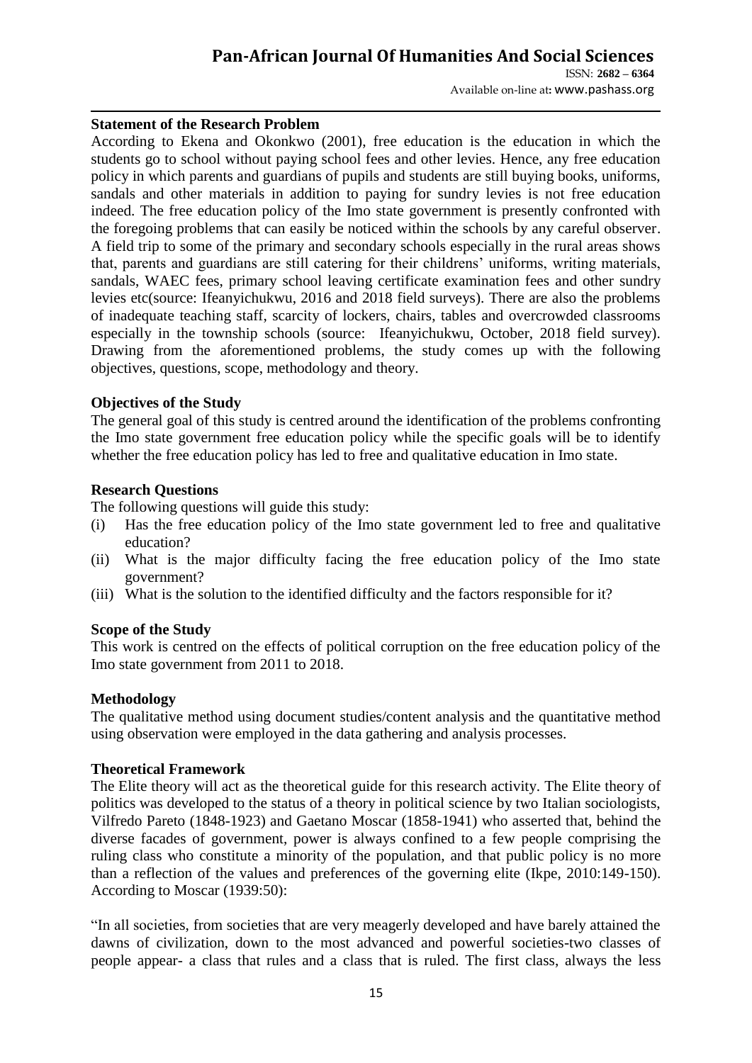### Statement of the Research Problem

According to Ekena and Okonkwo (2001), free education is the education in which the students go to school without paying school fees and other levies. Hence, any free education policy in which parents and guardians of pupils and students are still buying books, uniforms, sandals and other materials in addition to paying for sundry levies is not free education indeed. The free education policy of the Imo state government is presently confronted with the foregoing problems that can easily be noticed within the schools by any careful observer. A field trip to some of the primary and secondary schools especially in the rural areas shows that, parents and guardians are still catering for their childrens' uniforms, writing materials, sandals, WAEC fees, primary school leaving certificate examination fees and other sundry levies etc(source: Ifeanyichukwu, 2016 and 2018 field surveys). There are also the problems of inadequate teaching staff, scarcity of lockers, chairs, tables and overcrowded classrooms especially in the township schools (source: Ifeanyichukwu, October, 2018 field survey). Drawing from the aforementioned problems, the study comes up with the following objectives, questions, scope, methodology and theory.

### Objectives of the Study

The general goal of this study is centred around the identification of the problems confronting the Imo state government free education policy while the specific goals will be to identify whether the free education policy has led to free and qualitative education in Imo state.

### Research Questions

The following questions will guide this study:

(i) Has the free education policy of the Imo state government led to free and qualitative education?

(ii) What is the major difficulty facing the free education policy of the Imo state government?

(iii) What is the solution to the identified difficulty and the factors responsible for it?

### Scope of the Study

This work is centred on the effects of political corruption on the free education policy of the Imo state government from 2011 to 2018.

### Methodology

The qualitative method using document studies/content analysis and the quantitative method using observation were employed in the data gathering and analysis processes.

### Theoretical Framework

The Elite theory will act as the theoretical guide for this research activity. The Elite theory of politics was developed to the status of a theory in political science by two Italian sociologists, Vilfredo Pareto (1848-1923) and Gaetano Moscar (1858-1941) who asserted that, behind the diverse facades of government, power is always confined to a few people comprising the ruling class who constitute a minority of the population, and that public policy is no more than a reflection of the values and preferences of the governing elite (Ikpe, 2010:149-150). According to Moscar (1939:50):

"In all societies, from societies that are very meagerly developed and have barely attained the dawns of civilization, down to the most advanced and powerful societies-two classes of people appear- a class that rules and a class that is ruled. The first class, always the less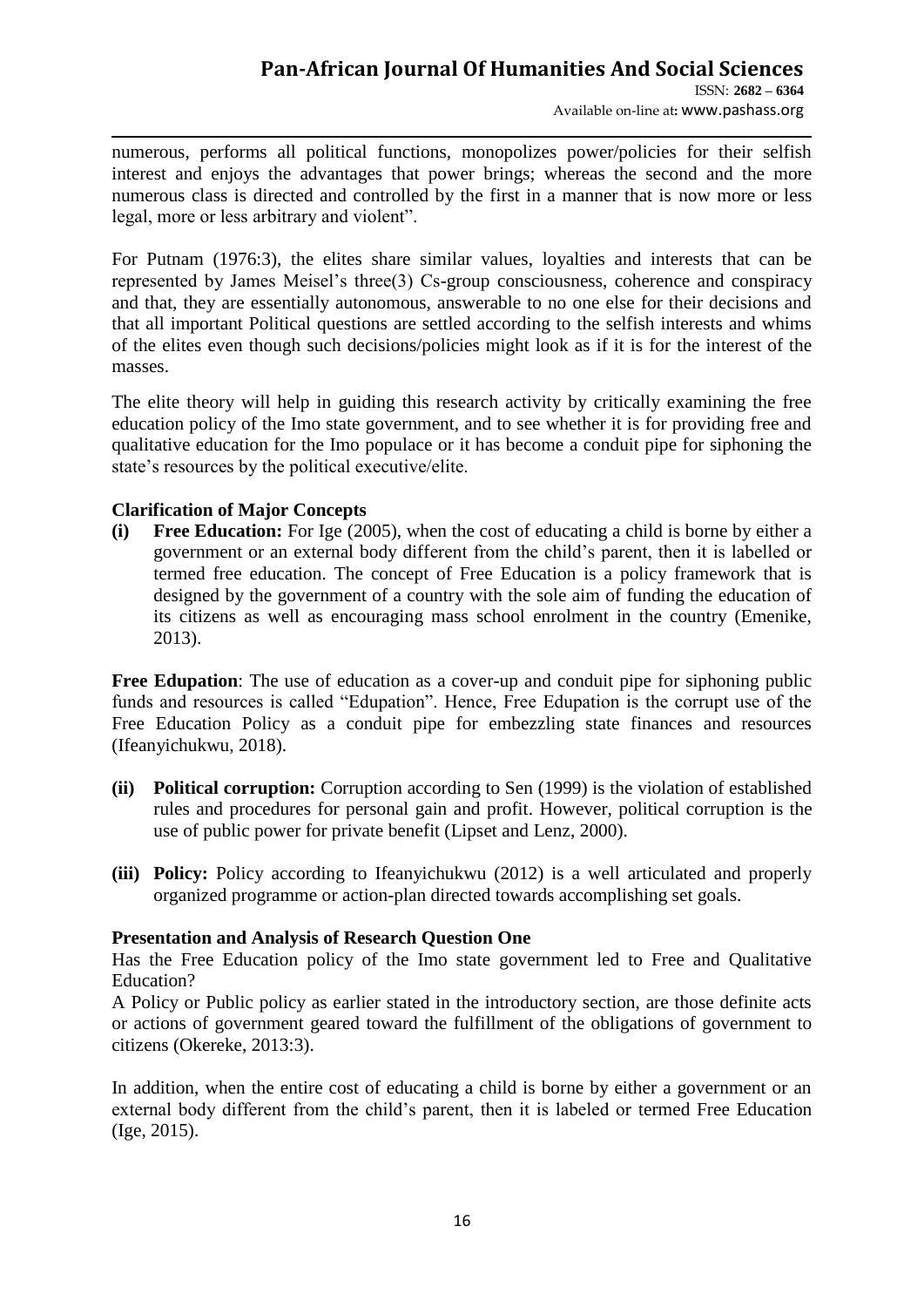numerous, performs all political functions, monopolizes power/policies for their selfish interest and enjoys the advantages that power brings; whereas the second and the more numerous class is directed and controlled by the first in a manner that is now more or less legal, more or less arbitrary and violent".

For Putnam (1976:3), the elites share similar values, loyalties and interests that can be represented by James Meisel's three(3) Cs-group consciousness, coherence and conspiracy and that, they are essentially autonomous, answerable to no one else for their decisions and that all important Political questions are settled according to the selfish interests and whims of the elites even though such decisions/policies might look as if it is for the interest of the masses.

The elite theory will help in guiding this research activity by critically examining the free education policy of the Imo state government, and to see whether it is for providing free and qualitative education for the Imo populace or it has become a conduit pipe for siphoning the state's resources by the political executive/elite.

**Clarification of Major Concepts**

**(i) Free Education:** For Ige (2005), when the cost of educating a child is borne by either a government or an external body different from the child's parent, then it is labelled or termed free education. The concept of Free Education is a policy framework that is designed by the government of a country with the sole aim of funding the education of its citizens as well as encouraging mass school enrolment in the country (Emenike, 2013).

**Free Edupation**: The use of education as a cover-up and conduit pipe for siphoning public funds and resources is called "Edupation". Hence, Free Edupation is the corrupt use of the Free Education Policy as a conduit pipe for embezzling state finances and resources (Ifeanyichukwu, 2018).

**(ii) Political corruption:** Corruption according to Sen (1999) is the violation of established rules and procedures for personal gain and profit. However, political corruption is the use of public power for private benefit (Lipset and Lenz, 2000).

**(iii) Policy:** Policy according to Ifeanyichukwu (2012) is a well articulated and properly organized programme or action-plan directed towards accomplishing set goals.

**Presentation and Analysis of Research Question One**

Has the Free Education policy of the Imo state government led to Free and Qualitative Education?

A Policy or Public policy as earlier stated in the introductory section, are those definite acts or actions of government geared toward the fulfillment of the obligations of government to citizens (Okereke, 2013:3).

In addition, when the entire cost of educating a child is borne by either a government or an external body different from the child's parent, then it is labeled or termed Free Education (Ige, 2015).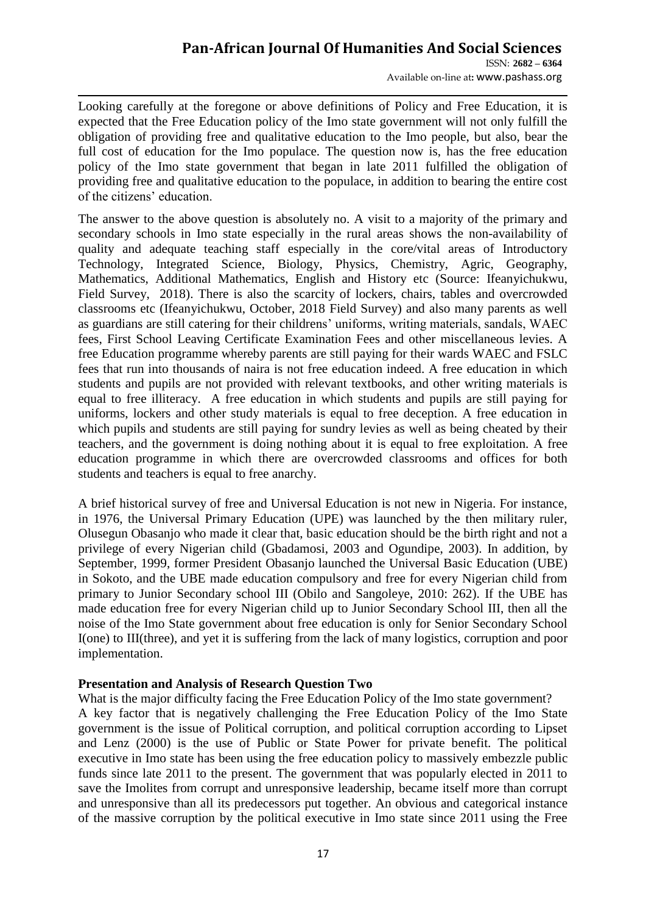Looking carefully at the foregone or above definitions of Policy and Free Education, it is expected that the Free Education policy of the Imo state government will not only fulfill the obligation of providing free and qualitative education to the Imo people, but also, bear the full cost of education for the Imo populace. The question now is, has the free education policy of the Imo state government that began in late 2011 fulfilled the obligation of providing free and qualitative education to the populace, in addition to bearing the entire cost of the citizens' education.

The answer to the above question is absolutely no. A visit to a majority of the primary and secondary schools in Imo state especially in the rural areas shows the non-availability of quality and adequate teaching staff especially in the core/vital areas of Introductory Technology, Integrated Science, Biology, Physics, Chemistry, Agric, Geography, Mathematics, Additional Mathematics, English and History etc (Source: Ifeanyichukwu, Field Survey, 2018). There is also the scarcity of lockers, chairs, tables and overcrowded classrooms etc (Ifeanyichukwu, October, 2018 Field Survey) and also many parents as well as guardians are still catering for their childrens' uniforms, writing materials, sandals, WAEC fees, First School Leaving Certificate Examination Fees and other miscellaneous levies. A free Education programme whereby parents are still paying for their wards WAEC and FSLC fees that run into thousands of naira is not free education indeed. A free education in which students and pupils are not provided with relevant textbooks, and other writing materials is equal to free illiteracy. A free education in which students and pupils are still paying for uniforms, lockers and other study materials is equal to free deception. A free education in which pupils and students are still paying for sundry levies as well as being cheated by their teachers, and the government is doing nothing about it is equal to free exploitation. A free education programme in which there are overcrowded classrooms and offices for both students and teachers is equal to free anarchy.

A brief historical survey of free and Universal Education is not new in Nigeria. For instance, in 1976, the Universal Primary Education (UPE) was launched by the then military ruler, Olusegun Obasanjo who made it clear that, basic education should be the birth right and not a privilege of every Nigerian child (Gbadamosi, 2003 and Ogundipe, 2003). In addition, by September, 1999, former President Obasanjo launched the Universal Basic Education (UBE) in Sokoto, and the UBE made education compulsory and free for every Nigerian child from primary to Junior Secondary school III (Obilo and Sangoleye, 2010: 262). If the UBE has made education free for every Nigerian child up to Junior Secondary School III, then all the noise of the Imo State government about free education is only for Senior Secondary School I(one) to III(three), and yet it is suffering from the lack of many logistics, corruption and poor implementation.

**Presentation and Analysis of Research Question Two**

What is the major difficulty facing the Free Education Policy of the Imo state government?

A key factor that is negatively challenging the Free Education Policy of the Imo State government is the issue of Political corruption, and political corruption according to Lipset and Lenz (2000) is the use of Public or State Power for private benefit. The political executive in Imo state has been using the free education policy to massively embezzle public funds since late 2011 to the present. The government that was popularly elected in 2011 to save the Imolites from corrupt and unresponsive leadership, became itself more than corrupt and unresponsive than all its predecessors put together. An obvious and categorical instance of the massive corruption by the political executive in Imo state since 2011 using the Free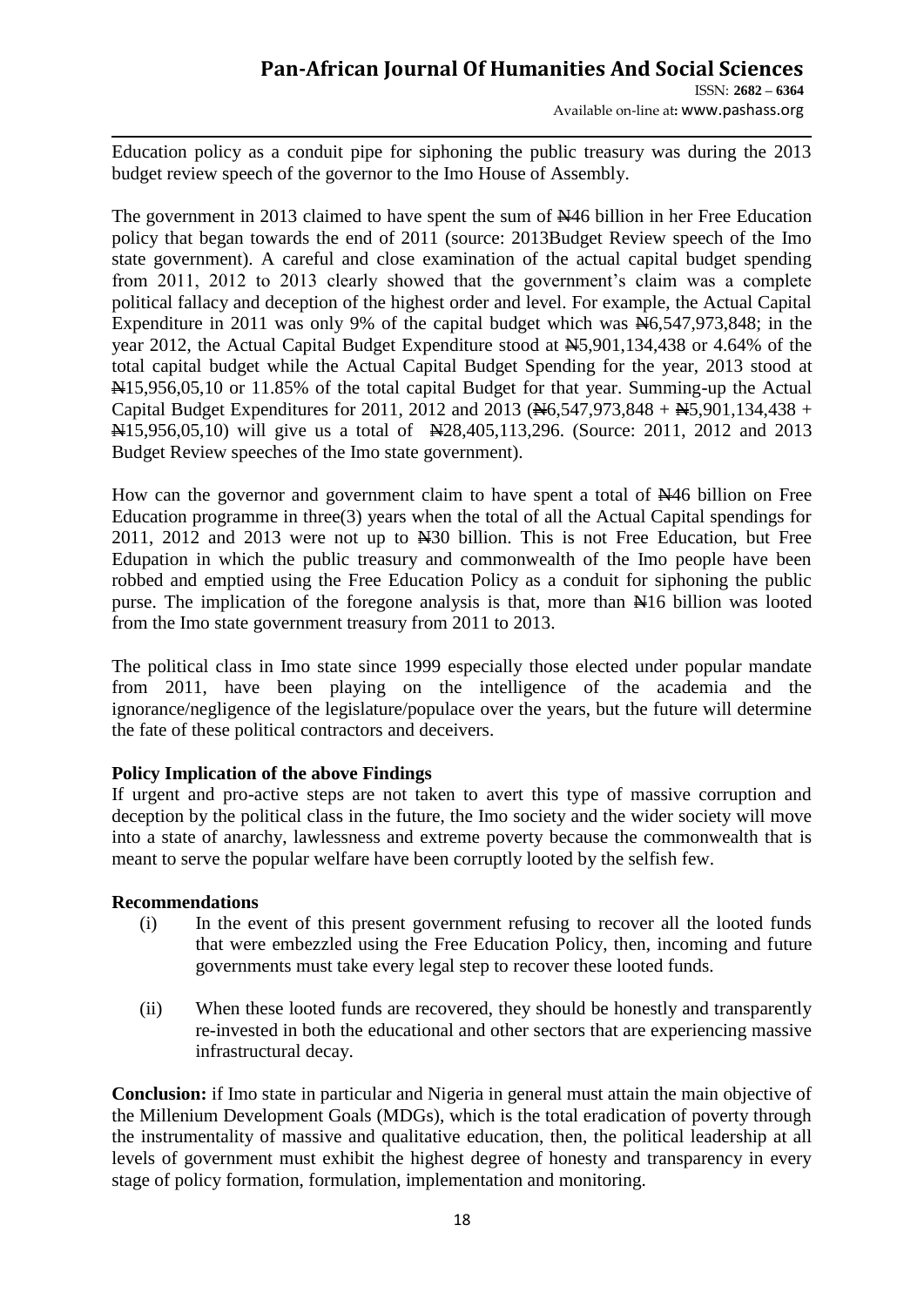Education policy as a conduit pipe for siphoning the public treasury was during the 2013 budget review speech of the governor to the Imo House of Assembly.

The government in 2013 claimed to have spent the sum of ₦46 billion in her Free Education policy that began towards the end of 2011 (source: 2013Budget Review speech of the Imo state government). A careful and close examination of the actual capital budget spending from 2011, 2012 to 2013 clearly showed that the government's claim was a complete political fallacy and deception of the highest order and level. For example, the Actual Capital Expenditure in 2011 was only 9% of the capital budget which was ₦6,547,973,848; in the year 2012, the Actual Capital Budget Expenditure stood at ₦5,901,134,438 or 4.64% of the total capital budget while the Actual Capital Budget Spending for the year, 2013 stood at ₦15,956,05,10 or 11.85% of the total capital Budget for that year. Summing-up the Actual Capital Budget Expenditures for 2011, 2012 and 2013 (₦6,547,973,848 + ₦5,901,134,438 + ₦15,956,05,10) will give us a total of ₦28,405,113,296. (Source: 2011, 2012 and 2013 Budget Review speeches of the Imo state government).

How can the governor and government claim to have spent a total of ₦46 billion on Free Education programme in three(3) years when the total of all the Actual Capital spendings for 2011, 2012 and 2013 were not up to ₦30 billion. This is not Free Education, but Free Edupation in which the public treasury and commonwealth of the Imo people have been robbed and emptied using the Free Education Policy as a conduit for siphoning the public purse. The implication of the foregone analysis is that, more than ₦16 billion was looted from the Imo state government treasury from 2011 to 2013.

The political class in Imo state since 1999 especially those elected under popular mandate from 2011, have been playing on the intelligence of the academia and the ignorance/negligence of the legislature/populace over the years, but the future will determine the fate of these political contractors and deceivers.

**Policy Implication of the above Findings**

If urgent and pro-active steps are not taken to avert this type of massive corruption and deception by the political class in the future, the Imo society and the wider society will move into a state of anarchy, lawlessness and extreme poverty because the commonwealth that is meant to serve the popular welfare have been corruptly looted by the selfish few.

**Recommendations**

(i) In the event of this present government refusing to recover all the looted funds that were embezzled using the Free Education Policy, then, incoming and future governments must take every legal step to recover these looted funds.

(ii) When these looted funds are recovered, they should be honestly and transparently re-invested in both the educational and other sectors that are experiencing massive infrastructural decay.

**Conclusion:** if Imo state in particular and Nigeria in general must attain the main objective of the Millenium Development Goals (MDGs), which is the total eradication of poverty through the instrumentality of massive and qualitative education, then, the political leadership at all levels of government must exhibit the highest degree of honesty and transparency in every stage of policy formation, formulation, implementation and monitoring.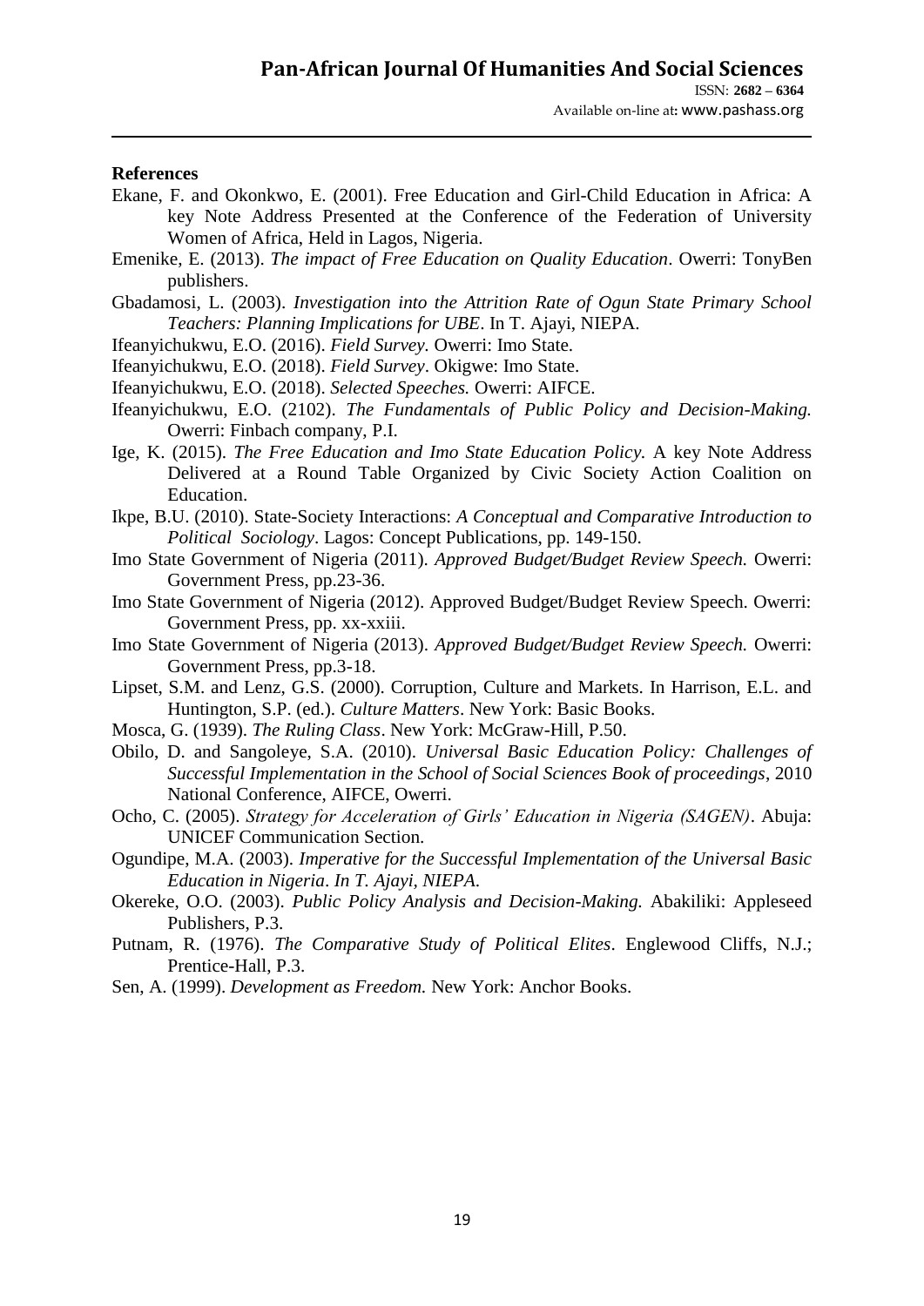**References**

Ekane, F. and Okonkwo, E. (2001). Free Education and Girl-Child Education in Africa: A key Note Address Presented at the Conference of the Federation of University Women of Africa, Held in Lagos, Nigeria.

Emenike, E. (2013). *The impact of Free Education on Quality Education*. Owerri: TonyBen publishers.

Gbadamosi, L. (2003). *Investigation into the Attrition Rate of Ogun State Primary School Teachers: Planning Implications for UBE*. In T. Ajayi, NIEPA.

Ifeanyichukwu, E.O. (2016). *Field Survey.* Owerri: Imo State.

Ifeanyichukwu, E.O. (2018). *Field Survey*. Okigwe: Imo State.

Ifeanyichukwu, E.O. (2018). *Selected Speeches.* Owerri: AIFCE.

Ifeanyichukwu, E.O. (2102). *The Fundamentals of Public Policy and Decision-Making.* Owerri: Finbach company, P.I.

Ige, K. (2015). *The Free Education and Imo State Education Policy.* A key Note Address Delivered at a Round Table Organized by Civic Society Action Coalition on Education.

Ikpe, B.U. (2010). State-Society Interactions: *A Conceptual and Comparative Introduction to Political Sociology*. Lagos: Concept Publications, pp. 149-150.

Imo State Government of Nigeria (2011). *Approved Budget/Budget Review Speech.* Owerri: Government Press, pp.23-36.

Imo State Government of Nigeria (2012). Approved Budget/Budget Review Speech. Owerri: Government Press, pp. xx-xxiii.

Imo State Government of Nigeria (2013). *Approved Budget/Budget Review Speech.* Owerri: Government Press, pp.3-18.

Lipset, S.M. and Lenz, G.S. (2000). Corruption, Culture and Markets. In Harrison, E.L. and Huntington, S.P. (ed.). *Culture Matters*. New York: Basic Books.

Mosca, G. (1939). *The Ruling Class*. New York: McGraw-Hill, P.50.

Obilo, D. and Sangoleye, S.A. (2010). *Universal Basic Education Policy: Challenges of Successful Implementation in the School of Social Sciences Book of proceedings*, 2010 National Conference, AIFCE, Owerri.

Ocho, C. (2005). *Strategy for Acceleration of Girls' Education in Nigeria (SAGEN)*. Abuja: UNICEF Communication Section.

Ogundipe, M.A. (2003). *Imperative for the Successful Implementation of the Universal Basic Education in Nigeria*. *In T. Ajayi, NIEPA.*

Okereke, O.O. (2003). *Public Policy Analysis and Decision-Making.* Abakiliki: Appleseed Publishers, P.3.

Putnam, R. (1976). *The Comparative Study of Political Elites*. Englewood Cliffs, N.J.; Prentice-Hall, P.3.

Sen, A. (1999). *Development as Freedom.* New York: Anchor Books.